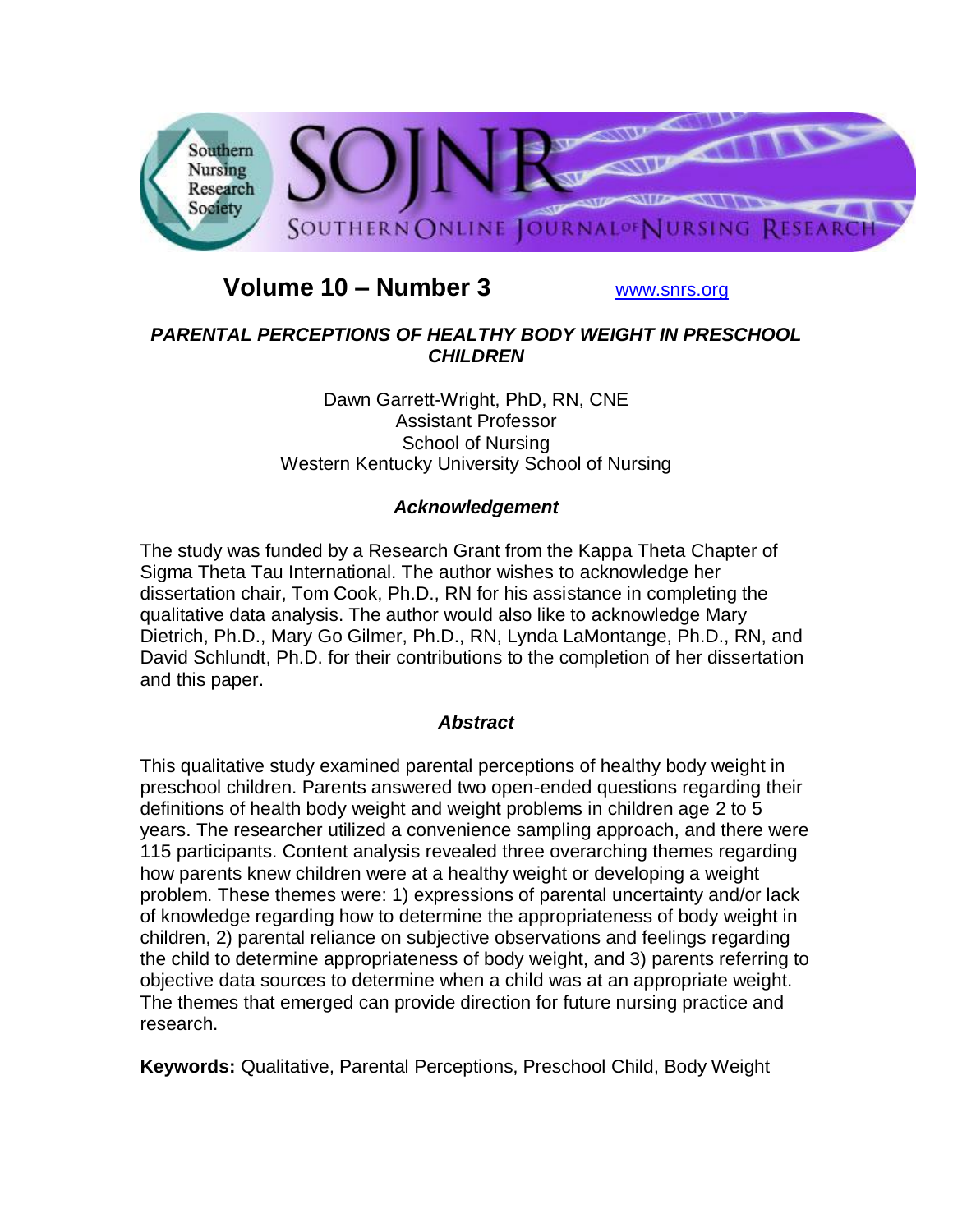**Volume 10 – Number 3** [www.snrs.org](http://www.snrs.org)

# *PARENTAL PERCEPTIONS OF HEALTHY BODY WEIGHT IN PRESCHOOL CHILDREN*

Dawn Garrett-Wright, PhD, RN, CNE
Assistant Professor
School of Nursing
Western Kentucky University School of Nursing

## *Acknowledgement*

The study was funded by a Research Grant from the Kappa Theta Chapter of Sigma Theta Tau International. The author wishes to acknowledge her dissertation chair, Tom Cook, Ph.D., RN for his assistance in completing the qualitative data analysis. The author would also like to acknowledge Mary Dietrich, Ph.D., Mary Go Gilmer, Ph.D., RN, Lynda LaMontange, Ph.D., RN, and David Schlundt, Ph.D. for their contributions to the completion of her dissertation and this paper.

## *Abstract*

This qualitative study examined parental perceptions of healthy body weight in preschool children. Parents answered two open-ended questions regarding their definitions of health body weight and weight problems in children age 2 to 5 years. The researcher utilized a convenience sampling approach, and there were 115 participants. Content analysis revealed three overarching themes regarding how parents knew children were at a healthy weight or developing a weight problem. These themes were: 1) expressions of parental uncertainty and/or lack of knowledge regarding how to determine the appropriateness of body weight in children, 2) parental reliance on subjective observations and feelings regarding the child to determine appropriateness of body weight, and 3) parents referring to objective data sources to determine when a child was at an appropriate weight. The themes that emerged can provide direction for future nursing practice and research.

**Keywords:** Qualitative, Parental Perceptions, Preschool Child, Body Weight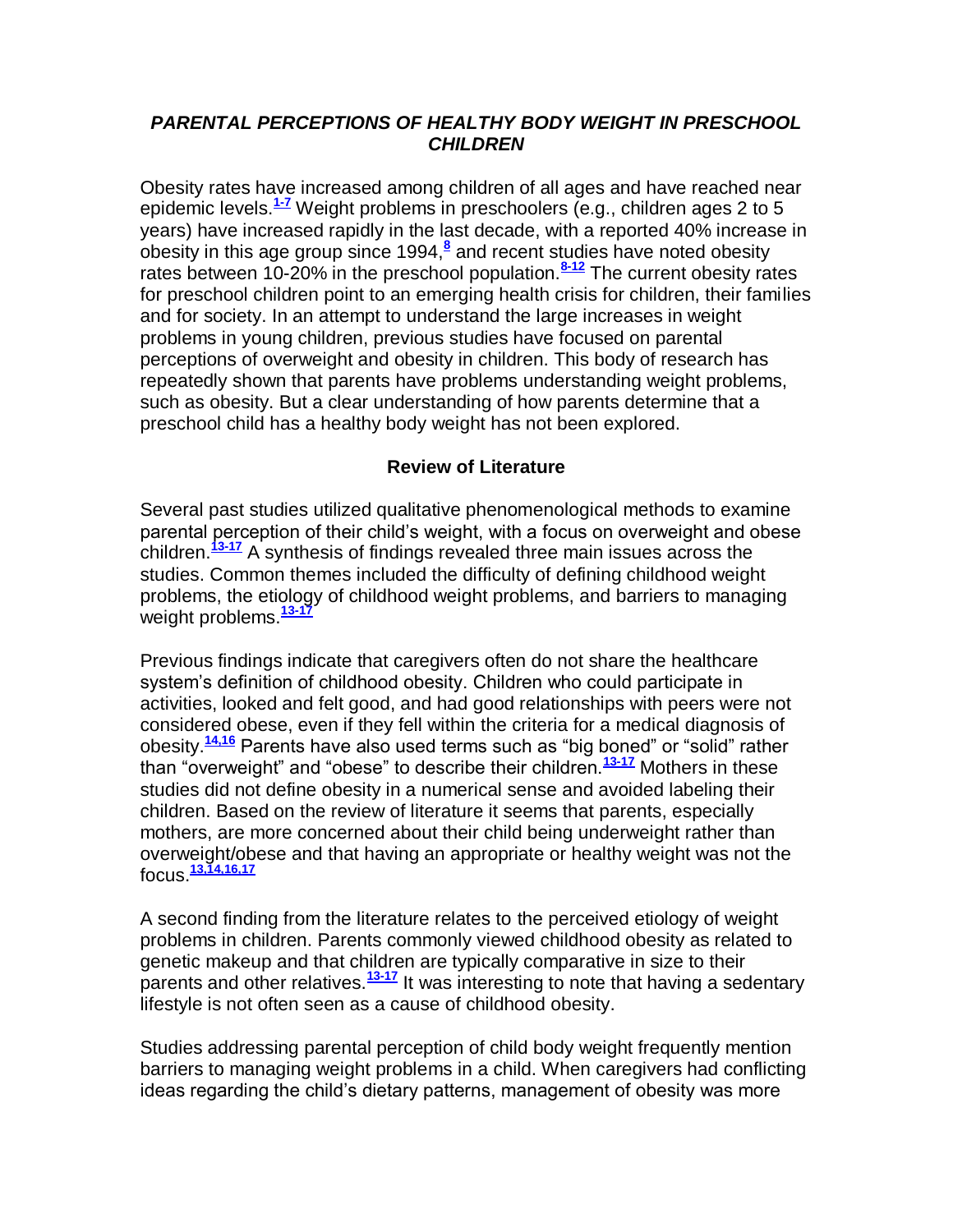# *PARENTAL PERCEPTIONS OF HEALTHY BODY WEIGHT IN PRESCHOOL CHILDREN*

Obesity rates have increased among children of all ages and have reached near epidemic levels.[1-7] Weight problems in preschoolers (e.g., children ages 2 to 5 years) have increased rapidly in the last decade, with a reported 40% increase in obesity in this age group since 1994,[8] and recent studies have noted obesity rates between 10-20% in the preschool population.[8-12] The current obesity rates for preschool children point to an emerging health crisis for children, their families and for society. In an attempt to understand the large increases in weight problems in young children, previous studies have focused on parental perceptions of overweight and obesity in children. This body of research has repeatedly shown that parents have problems understanding weight problems, such as obesity. But a clear understanding of how parents determine that a preschool child has a healthy body weight has not been explored.

## Review of Literature

Several past studies utilized qualitative phenomenological methods to examine parental perception of their child's weight, with a focus on overweight and obese children.[13-17] A synthesis of findings revealed three main issues across the studies. Common themes included the difficulty of defining childhood weight problems, the etiology of childhood weight problems, and barriers to managing weight problems.[13-17]

Previous findings indicate that caregivers often do not share the healthcare system's definition of childhood obesity. Children who could participate in activities, looked and felt good, and had good relationships with peers were not considered obese, even if they fell within the criteria for a medical diagnosis of obesity.[14,16] Parents have also used terms such as "big boned" or "solid" rather than "overweight" and "obese" to describe their children.[13-17] Mothers in these studies did not define obesity in a numerical sense and avoided labeling their children. Based on the review of literature it seems that parents, especially mothers, are more concerned about their child being underweight rather than overweight/obese and that having an appropriate or healthy weight was not the focus.[13,14,16,17]

A second finding from the literature relates to the perceived etiology of weight problems in children. Parents commonly viewed childhood obesity as related to genetic makeup and that children are typically comparative in size to their parents and other relatives.[13-17] It was interesting to note that having a sedentary lifestyle is not often seen as a cause of childhood obesity.

Studies addressing parental perception of child body weight frequently mention barriers to managing weight problems in a child. When caregivers had conflicting ideas regarding the child's dietary patterns, management of obesity was more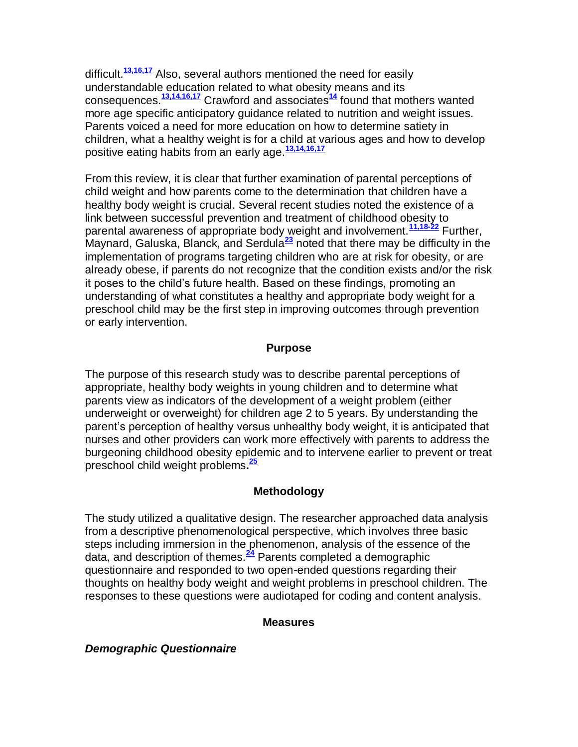difficult.[13,16,17] Also, several authors mentioned the need for easily understandable education related to what obesity means and its consequences.[13,14,16,17] Crawford and associates[14] found that mothers wanted more age specific anticipatory guidance related to nutrition and weight issues. Parents voiced a need for more education on how to determine satiety in children, what a healthy weight is for a child at various ages and how to develop positive eating habits from an early age.[13,14,16,17]

From this review, it is clear that further examination of parental perceptions of child weight and how parents come to the determination that children have a healthy body weight is crucial. Several recent studies noted the existence of a link between successful prevention and treatment of childhood obesity to parental awareness of appropriate body weight and involvement.[11,18-22] Further, Maynard, Galuska, Blanck, and Serdula[23] noted that there may be difficulty in the implementation of programs targeting children who are at risk for obesity, or are already obese, if parents do not recognize that the condition exists and/or the risk it poses to the child's future health. Based on these findings, promoting an understanding of what constitutes a healthy and appropriate body weight for a preschool child may be the first step in improving outcomes through prevention or early intervention.

## Purpose

The purpose of this research study was to describe parental perceptions of appropriate, healthy body weights in young children and to determine what parents view as indicators of the development of a weight problem (either underweight or overweight) for children age 2 to 5 years. By understanding the parent's perception of healthy versus unhealthy body weight, it is anticipated that nurses and other providers can work more effectively with parents to address the burgeoning childhood obesity epidemic and to intervene earlier to prevent or treat preschool child weight problems.[25]

## Methodology

The study utilized a qualitative design. The researcher approached data analysis from a descriptive phenomenological perspective, which involves three basic steps including immersion in the phenomenon, analysis of the essence of the data, and description of themes.[24] Parents completed a demographic questionnaire and responded to two open-ended questions regarding their thoughts on healthy body weight and weight problems in preschool children. The responses to these questions were audiotaped for coding and content analysis.

## Measures

### *Demographic Questionnaire*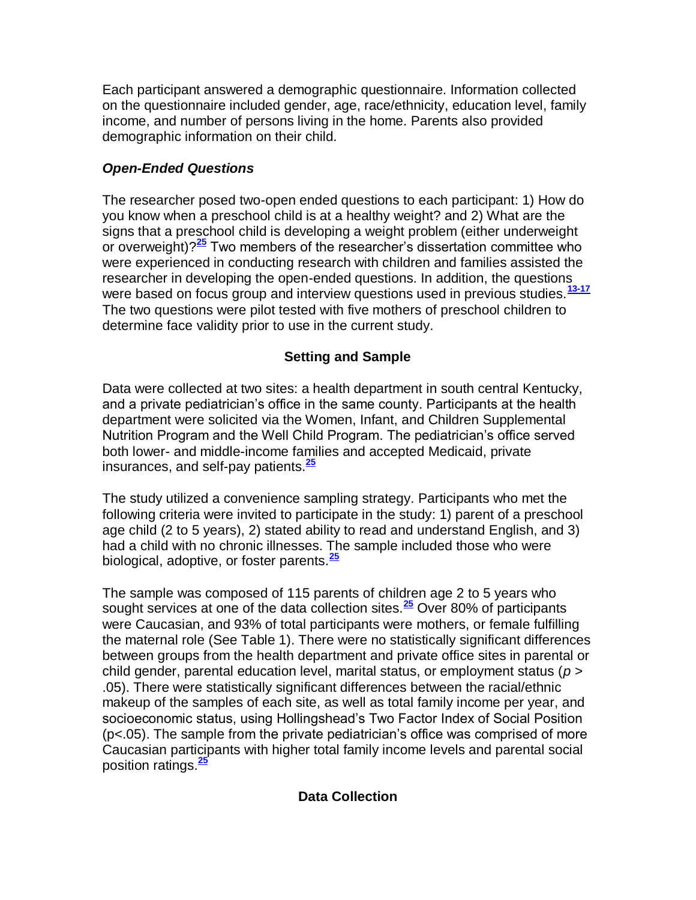Each participant answered a demographic questionnaire. Information collected on the questionnaire included gender, age, race/ethnicity, education level, family income, and number of persons living in the home. Parents also provided demographic information on their child.

### *Open-Ended Questions*

The researcher posed two-open ended questions to each participant: 1) How do you know when a preschool child is at a healthy weight? and 2) What are the signs that a preschool child is developing a weight problem (either underweight or overweight)?[25] Two members of the researcher's dissertation committee who were experienced in conducting research with children and families assisted the researcher in developing the open-ended questions. In addition, the questions were based on focus group and interview questions used in previous studies.[13-17] The two questions were pilot tested with five mothers of preschool children to determine face validity prior to use in the current study.

## Setting and Sample

Data were collected at two sites: a health department in south central Kentucky, and a private pediatrician's office in the same county. Participants at the health department were solicited via the Women, Infant, and Children Supplemental Nutrition Program and the Well Child Program. The pediatrician's office served both lower- and middle-income families and accepted Medicaid, private insurances, and self-pay patients.[25]

The study utilized a convenience sampling strategy. Participants who met the following criteria were invited to participate in the study: 1) parent of a preschool age child (2 to 5 years), 2) stated ability to read and understand English, and 3) had a child with no chronic illnesses. The sample included those who were biological, adoptive, or foster parents.[25]

The sample was composed of 115 parents of children age 2 to 5 years who sought services at one of the data collection sites.[25] Over 80% of participants were Caucasian, and 93% of total participants were mothers, or female fulfilling the maternal role (See Table 1). There were no statistically significant differences between groups from the health department and private office sites in parental or child gender, parental education level, marital status, or employment status ($p > .05$). There were statistically significant differences between the racial/ethnic makeup of the samples of each site, as well as total family income per year, and socioeconomic status, using Hollingshead's Two Factor Index of Social Position ($p < .05$). The sample from the private pediatrician's office was comprised of more Caucasian participants with higher total family income levels and parental social position ratings.[25]

## Data Collection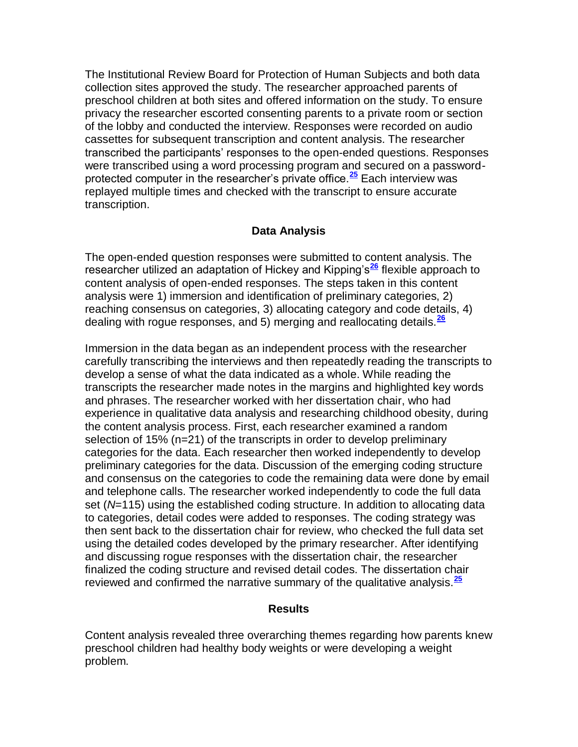The Institutional Review Board for Protection of Human Subjects and both data collection sites approved the study. The researcher approached parents of preschool children at both sites and offered information on the study. To ensure privacy the researcher escorted consenting parents to a private room or section of the lobby and conducted the interview. Responses were recorded on audio cassettes for subsequent transcription and content analysis. The researcher transcribed the participants' responses to the open-ended questions. Responses were transcribed using a word processing program and secured on a password-protected computer in the researcher's private office.[25] Each interview was replayed multiple times and checked with the transcript to ensure accurate transcription.

## Data Analysis

The open-ended question responses were submitted to content analysis. The researcher utilized an adaptation of Hickey and Kipping's[26] flexible approach to content analysis of open-ended responses. The steps taken in this content analysis were 1) immersion and identification of preliminary categories, 2) reaching consensus on categories, 3) allocating category and code details, 4) dealing with rogue responses, and 5) merging and reallocating details.[26]

Immersion in the data began as an independent process with the researcher carefully transcribing the interviews and then repeatedly reading the transcripts to develop a sense of what the data indicated as a whole. While reading the transcripts the researcher made notes in the margins and highlighted key words and phrases. The researcher worked with her dissertation chair, who had experience in qualitative data analysis and researching childhood obesity, during the content analysis process. First, each researcher examined a random selection of 15% (n=21) of the transcripts in order to develop preliminary categories for the data. Each researcher then worked independently to develop preliminary categories for the data. Discussion of the emerging coding structure and consensus on the categories to code the remaining data were done by email and telephone calls. The researcher worked independently to code the full data set (*N*=115) using the established coding structure. In addition to allocating data to categories, detail codes were added to responses. The coding strategy was then sent back to the dissertation chair for review, who checked the full data set using the detailed codes developed by the primary researcher. After identifying and discussing rogue responses with the dissertation chair, the researcher finalized the coding structure and revised detail codes. The dissertation chair reviewed and confirmed the narrative summary of the qualitative analysis.[25]

## Results

Content analysis revealed three overarching themes regarding how parents knew preschool children had healthy body weights or were developing a weight problem.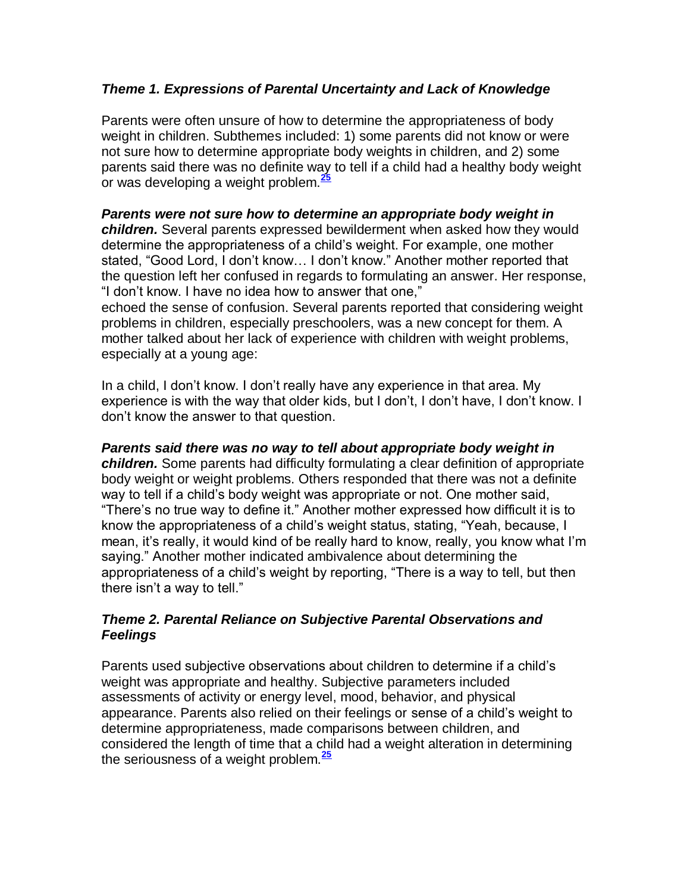### *Theme 1. Expressions of Parental Uncertainty and Lack of Knowledge*

Parents were often unsure of how to determine the appropriateness of body weight in children. Subthemes included: 1) some parents did not know or were not sure how to determine appropriate body weights in children, and 2) some parents said there was no definite way to tell if a child had a healthy body weight or was developing a weight problem.[25]

***Parents were not sure how to determine an appropriate body weight in children.*** Several parents expressed bewilderment when asked how they would determine the appropriateness of a child's weight. For example, one mother stated, "Good Lord, I don't know… I don't know." Another mother reported that the question left her confused in regards to formulating an answer. Her response, "I don't know. I have no idea how to answer that one," echoed the sense of confusion. Several parents reported that considering weight problems in children, especially preschoolers, was a new concept for them. A mother talked about her lack of experience with children with weight problems, especially at a young age:

In a child, I don't know. I don't really have any experience in that area. My experience is with the way that older kids, but I don't, I don't have, I don't know. I don't know the answer to that question.

***Parents said there was no way to tell about appropriate body weight in children.*** Some parents had difficulty formulating a clear definition of appropriate body weight or weight problems. Others responded that there was not a definite way to tell if a child's body weight was appropriate or not. One mother said, "There's no true way to define it." Another mother expressed how difficult it is to know the appropriateness of a child's weight status, stating, "Yeah, because, I mean, it's really, it would kind of be really hard to know, really, you know what I'm saying." Another mother indicated ambivalence about determining the appropriateness of a child's weight by reporting, "There is a way to tell, but then there isn't a way to tell."

### *Theme 2. Parental Reliance on Subjective Parental Observations and Feelings*

Parents used subjective observations about children to determine if a child's weight was appropriate and healthy. Subjective parameters included assessments of activity or energy level, mood, behavior, and physical appearance. Parents also relied on their feelings or sense of a child's weight to determine appropriateness, made comparisons between children, and considered the length of time that a child had a weight alteration in determining the seriousness of a weight problem.[25]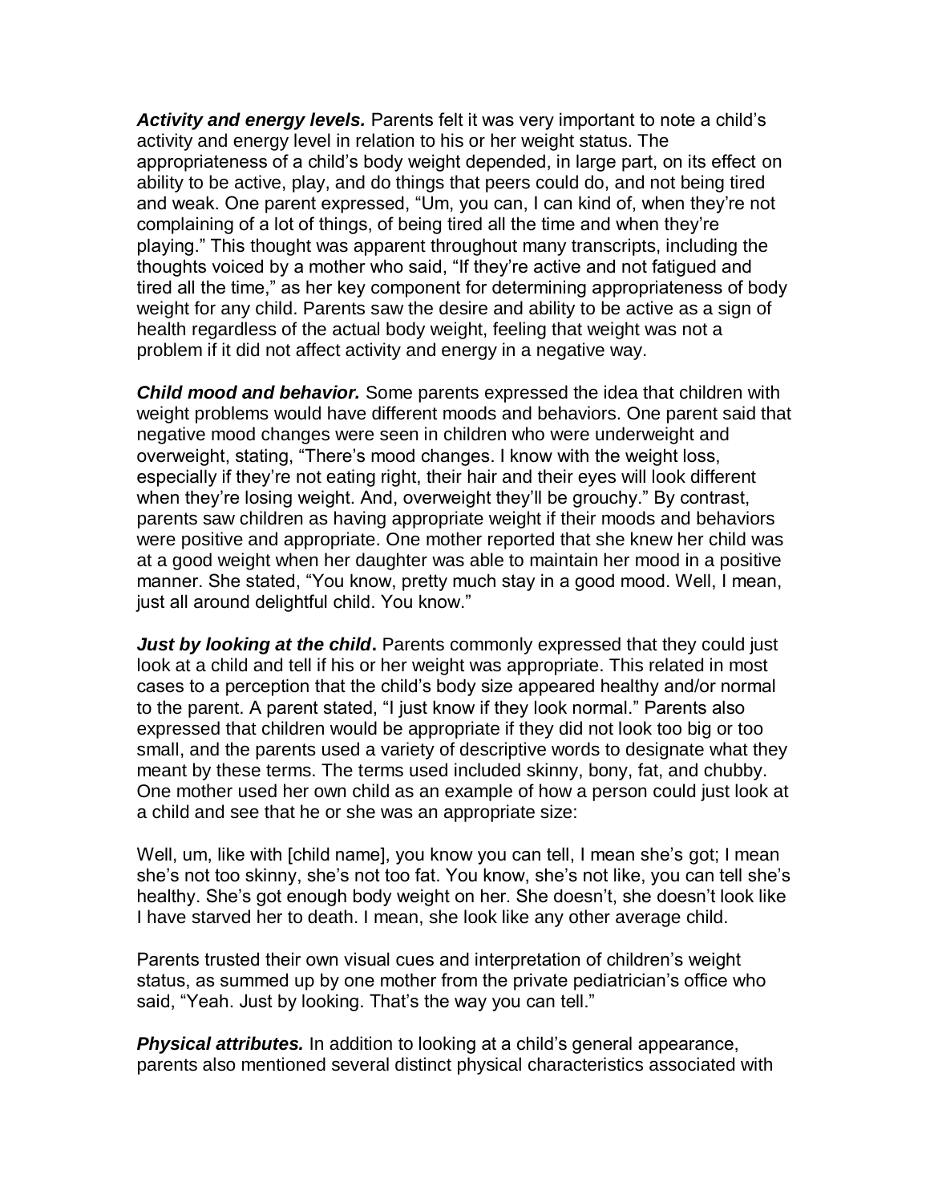***Activity and energy levels.*** Parents felt it was very important to note a child's activity and energy level in relation to his or her weight status. The appropriateness of a child's body weight depended, in large part, on its effect on ability to be active, play, and do things that peers could do, and not being tired and weak. One parent expressed, "Um, you can, I can kind of, when they're not complaining of a lot of things, of being tired all the time and when they're playing." This thought was apparent throughout many transcripts, including the thoughts voiced by a mother who said, "If they're active and not fatigued and tired all the time," as her key component for determining appropriateness of body weight for any child. Parents saw the desire and ability to be active as a sign of health regardless of the actual body weight, feeling that weight was not a problem if it did not affect activity and energy in a negative way.

***Child mood and behavior.*** Some parents expressed the idea that children with weight problems would have different moods and behaviors. One parent said that negative mood changes were seen in children who were underweight and overweight, stating, "There's mood changes. I know with the weight loss, especially if they're not eating right, their hair and their eyes will look different when they're losing weight. And, overweight they'll be grouchy." By contrast, parents saw children as having appropriate weight if their moods and behaviors were positive and appropriate. One mother reported that she knew her child was at a good weight when her daughter was able to maintain her mood in a positive manner. She stated, "You know, pretty much stay in a good mood. Well, I mean, just all around delightful child. You know."

***Just by looking at the child*.** Parents commonly expressed that they could just look at a child and tell if his or her weight was appropriate. This related in most cases to a perception that the child's body size appeared healthy and/or normal to the parent. A parent stated, "I just know if they look normal." Parents also expressed that children would be appropriate if they did not look too big or too small, and the parents used a variety of descriptive words to designate what they meant by these terms. The terms used included skinny, bony, fat, and chubby. One mother used her own child as an example of how a person could just look at a child and see that he or she was an appropriate size:

Well, um, like with [child name], you know you can tell, I mean she's got; I mean she's not too skinny, she's not too fat. You know, she's not like, you can tell she's healthy. She's got enough body weight on her. She doesn't, she doesn't look like I have starved her to death. I mean, she look like any other average child.

Parents trusted their own visual cues and interpretation of children's weight status, as summed up by one mother from the private pediatrician's office who said, "Yeah. Just by looking. That's the way you can tell."

***Physical attributes.*** In addition to looking at a child's general appearance, parents also mentioned several distinct physical characteristics associated with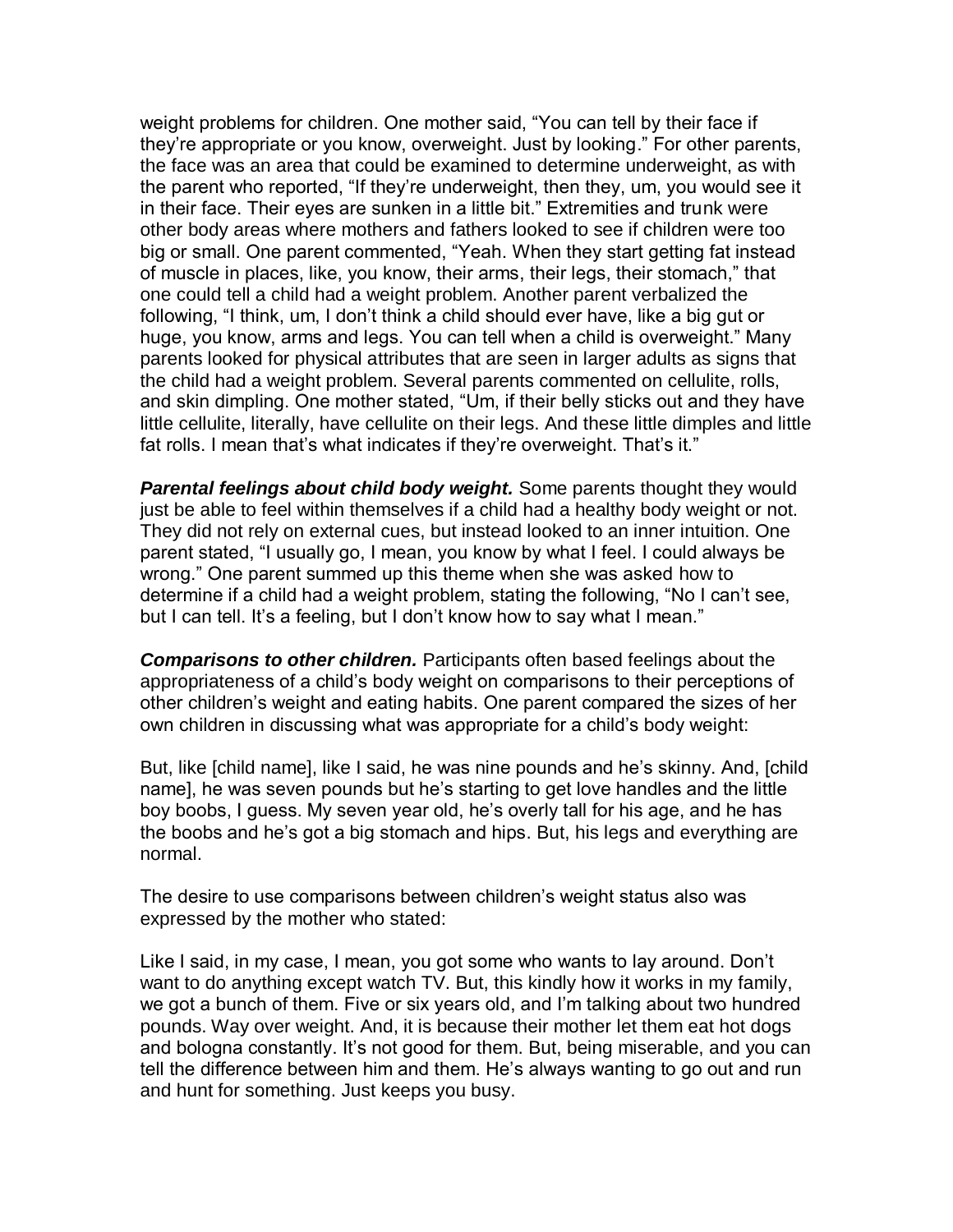weight problems for children. One mother said, "You can tell by their face if they're appropriate or you know, overweight. Just by looking." For other parents, the face was an area that could be examined to determine underweight, as with the parent who reported, "If they're underweight, then they, um, you would see it in their face. Their eyes are sunken in a little bit." Extremities and trunk were other body areas where mothers and fathers looked to see if children were too big or small. One parent commented, "Yeah. When they start getting fat instead of muscle in places, like, you know, their arms, their legs, their stomach," that one could tell a child had a weight problem. Another parent verbalized the following, "I think, um, I don't think a child should ever have, like a big gut or huge, you know, arms and legs. You can tell when a child is overweight." Many parents looked for physical attributes that are seen in larger adults as signs that the child had a weight problem. Several parents commented on cellulite, rolls, and skin dimpling. One mother stated, "Um, if their belly sticks out and they have little cellulite, literally, have cellulite on their legs. And these little dimples and little fat rolls. I mean that's what indicates if they're overweight. That's it."

***Parental feelings about child body weight.*** Some parents thought they would just be able to feel within themselves if a child had a healthy body weight or not. They did not rely on external cues, but instead looked to an inner intuition. One parent stated, "I usually go, I mean, you know by what I feel. I could always be wrong." One parent summed up this theme when she was asked how to determine if a child had a weight problem, stating the following, "No I can't see, but I can tell. It's a feeling, but I don't know how to say what I mean."

***Comparisons to other children.*** Participants often based feelings about the appropriateness of a child's body weight on comparisons to their perceptions of other children's weight and eating habits. One parent compared the sizes of her own children in discussing what was appropriate for a child's body weight:

But, like [child name], like I said, he was nine pounds and he's skinny. And, [child name], he was seven pounds but he's starting to get love handles and the little boy boobs, I guess. My seven year old, he's overly tall for his age, and he has the boobs and he's got a big stomach and hips. But, his legs and everything are normal.

The desire to use comparisons between children's weight status also was expressed by the mother who stated:

Like I said, in my case, I mean, you got some who wants to lay around. Don't want to do anything except watch TV. But, this kindly how it works in my family, we got a bunch of them. Five or six years old, and I'm talking about two hundred pounds. Way over weight. And, it is because their mother let them eat hot dogs and bologna constantly. It's not good for them. But, being miserable, and you can tell the difference between him and them. He's always wanting to go out and run and hunt for something. Just keeps you busy.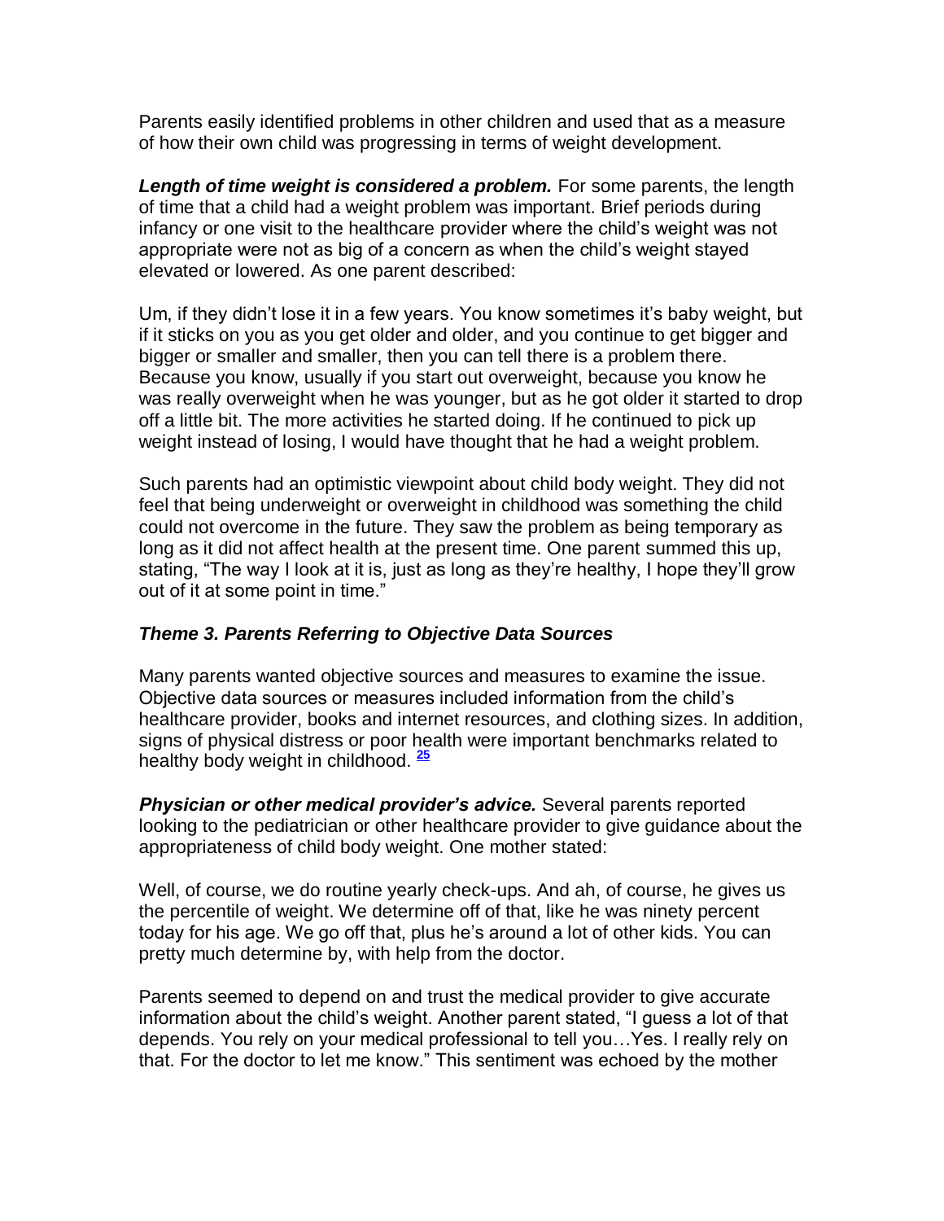Parents easily identified problems in other children and used that as a measure of how their own child was progressing in terms of weight development.

***Length of time weight is considered a problem.*** For some parents, the length of time that a child had a weight problem was important. Brief periods during infancy or one visit to the healthcare provider where the child's weight was not appropriate were not as big of a concern as when the child's weight stayed elevated or lowered. As one parent described:

Um, if they didn't lose it in a few years. You know sometimes it's baby weight, but if it sticks on you as you get older and older, and you continue to get bigger and bigger or smaller and smaller, then you can tell there is a problem there. Because you know, usually if you start out overweight, because you know he was really overweight when he was younger, but as he got older it started to drop off a little bit. The more activities he started doing. If he continued to pick up weight instead of losing, I would have thought that he had a weight problem.

Such parents had an optimistic viewpoint about child body weight. They did not feel that being underweight or overweight in childhood was something the child could not overcome in the future. They saw the problem as being temporary as long as it did not affect health at the present time. One parent summed this up, stating, "The way I look at it is, just as long as they're healthy, I hope they'll grow out of it at some point in time."

### *Theme 3. Parents Referring to Objective Data Sources*

Many parents wanted objective sources and measures to examine the issue. Objective data sources or measures included information from the child's healthcare provider, books and internet resources, and clothing sizes. In addition, signs of physical distress or poor health were important benchmarks related to healthy body weight in childhood. [25]

***Physician or other medical provider's advice.*** Several parents reported looking to the pediatrician or other healthcare provider to give guidance about the appropriateness of child body weight. One mother stated:

Well, of course, we do routine yearly check-ups. And ah, of course, he gives us the percentile of weight. We determine off of that, like he was ninety percent today for his age. We go off that, plus he's around a lot of other kids. You can pretty much determine by, with help from the doctor.

Parents seemed to depend on and trust the medical provider to give accurate information about the child's weight. Another parent stated, "I guess a lot of that depends. You rely on your medical professional to tell you…Yes. I really rely on that. For the doctor to let me know." This sentiment was echoed by the mother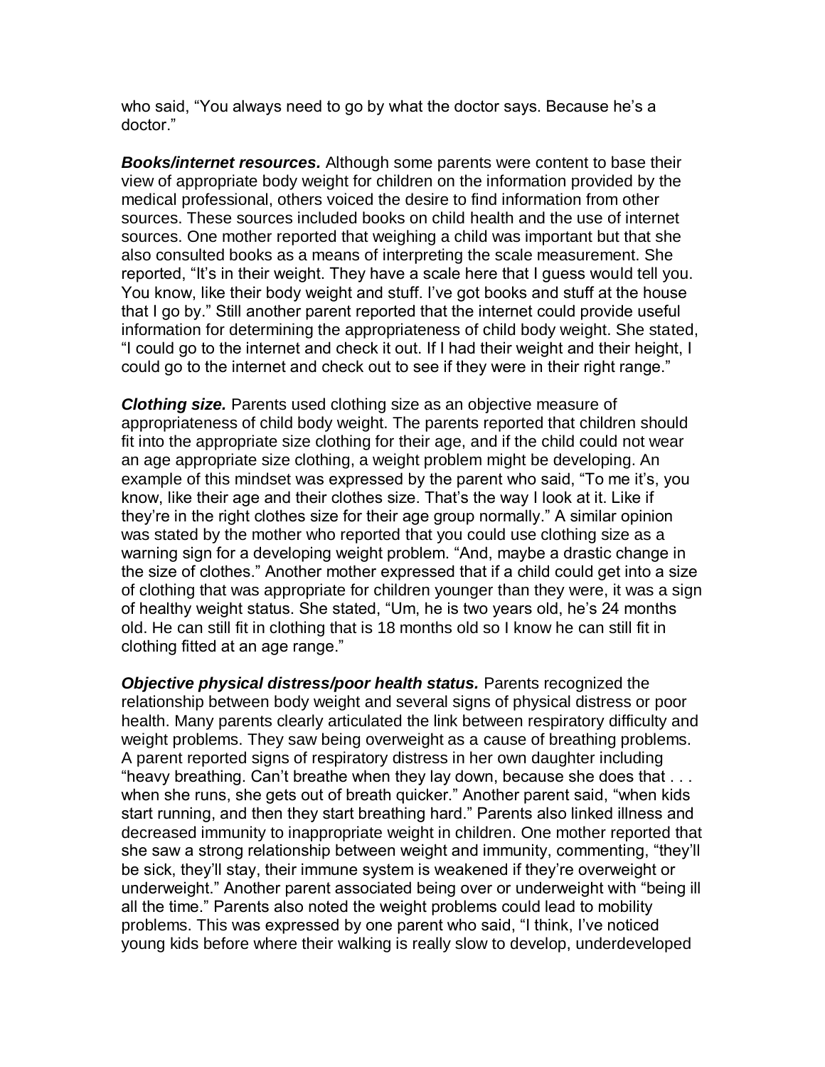who said, "You always need to go by what the doctor says. Because he's a doctor."

***Books/internet resources.*** Although some parents were content to base their view of appropriate body weight for children on the information provided by the medical professional, others voiced the desire to find information from other sources. These sources included books on child health and the use of internet sources. One mother reported that weighing a child was important but that she also consulted books as a means of interpreting the scale measurement. She reported, "It's in their weight. They have a scale here that I guess would tell you. You know, like their body weight and stuff. I've got books and stuff at the house that I go by." Still another parent reported that the internet could provide useful information for determining the appropriateness of child body weight. She stated, "I could go to the internet and check it out. If I had their weight and their height, I could go to the internet and check out to see if they were in their right range."

***Clothing size.*** Parents used clothing size as an objective measure of appropriateness of child body weight. The parents reported that children should fit into the appropriate size clothing for their age, and if the child could not wear an age appropriate size clothing, a weight problem might be developing. An example of this mindset was expressed by the parent who said, "To me it's, you know, like their age and their clothes size. That's the way I look at it. Like if they're in the right clothes size for their age group normally." A similar opinion was stated by the mother who reported that you could use clothing size as a warning sign for a developing weight problem. "And, maybe a drastic change in the size of clothes." Another mother expressed that if a child could get into a size of clothing that was appropriate for children younger than they were, it was a sign of healthy weight status. She stated, "Um, he is two years old, he's 24 months old. He can still fit in clothing that is 18 months old so I know he can still fit in clothing fitted at an age range."

***Objective physical distress/poor health status.*** Parents recognized the relationship between body weight and several signs of physical distress or poor health. Many parents clearly articulated the link between respiratory difficulty and weight problems. They saw being overweight as a cause of breathing problems. A parent reported signs of respiratory distress in her own daughter including "heavy breathing. Can't breathe when they lay down, because she does that . . . when she runs, she gets out of breath quicker." Another parent said, "when kids start running, and then they start breathing hard." Parents also linked illness and decreased immunity to inappropriate weight in children. One mother reported that she saw a strong relationship between weight and immunity, commenting, "they'll be sick, they'll stay, their immune system is weakened if they're overweight or underweight." Another parent associated being over or underweight with "being ill all the time." Parents also noted the weight problems could lead to mobility problems. This was expressed by one parent who said, "I think, I've noticed young kids before where their walking is really slow to develop, underdeveloped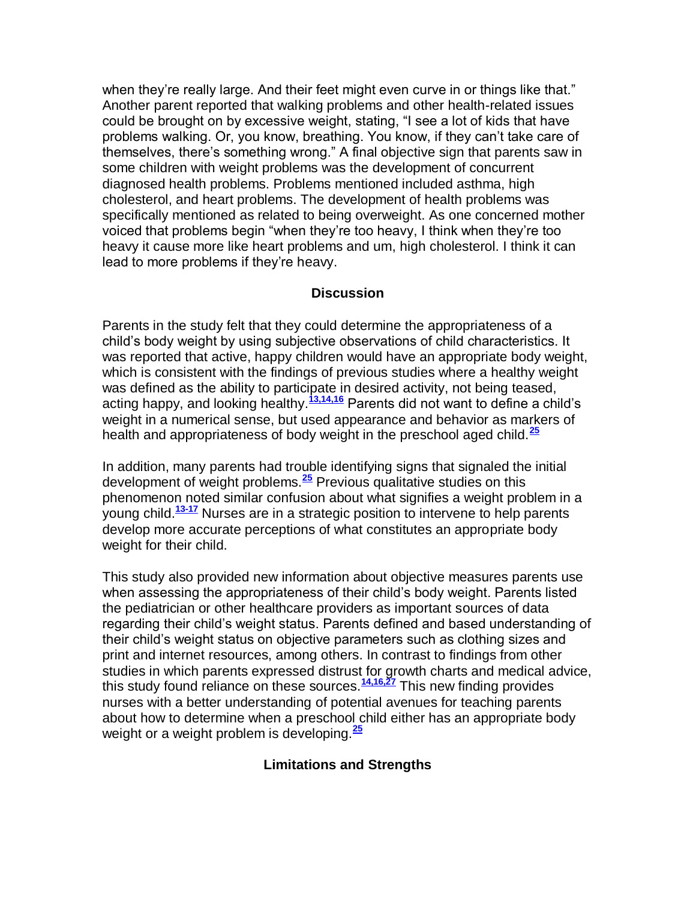when they're really large. And their feet might even curve in or things like that." Another parent reported that walking problems and other health-related issues could be brought on by excessive weight, stating, "I see a lot of kids that have problems walking. Or, you know, breathing. You know, if they can't take care of themselves, there's something wrong." A final objective sign that parents saw in some children with weight problems was the development of concurrent diagnosed health problems. Problems mentioned included asthma, high cholesterol, and heart problems. The development of health problems was specifically mentioned as related to being overweight. As one concerned mother voiced that problems begin "when they're too heavy, I think when they're too heavy it cause more like heart problems and um, high cholesterol. I think it can lead to more problems if they're heavy.

## Discussion

Parents in the study felt that they could determine the appropriateness of a child's body weight by using subjective observations of child characteristics. It was reported that active, happy children would have an appropriate body weight, which is consistent with the findings of previous studies where a healthy weight was defined as the ability to participate in desired activity, not being teased, acting happy, and looking healthy.[13,14,16] Parents did not want to define a child's weight in a numerical sense, but used appearance and behavior as markers of health and appropriateness of body weight in the preschool aged child.[25]

In addition, many parents had trouble identifying signs that signaled the initial development of weight problems.[25] Previous qualitative studies on this phenomenon noted similar confusion about what signifies a weight problem in a young child.[13-17] Nurses are in a strategic position to intervene to help parents develop more accurate perceptions of what constitutes an appropriate body weight for their child.

This study also provided new information about objective measures parents use when assessing the appropriateness of their child's body weight. Parents listed the pediatrician or other healthcare providers as important sources of data regarding their child's weight status. Parents defined and based understanding of their child's weight status on objective parameters such as clothing sizes and print and internet resources, among others. In contrast to findings from other studies in which parents expressed distrust for growth charts and medical advice, this study found reliance on these sources.[14,16,27] This new finding provides nurses with a better understanding of potential avenues for teaching parents about how to determine when a preschool child either has an appropriate body weight or a weight problem is developing.[25]

## Limitations and Strengths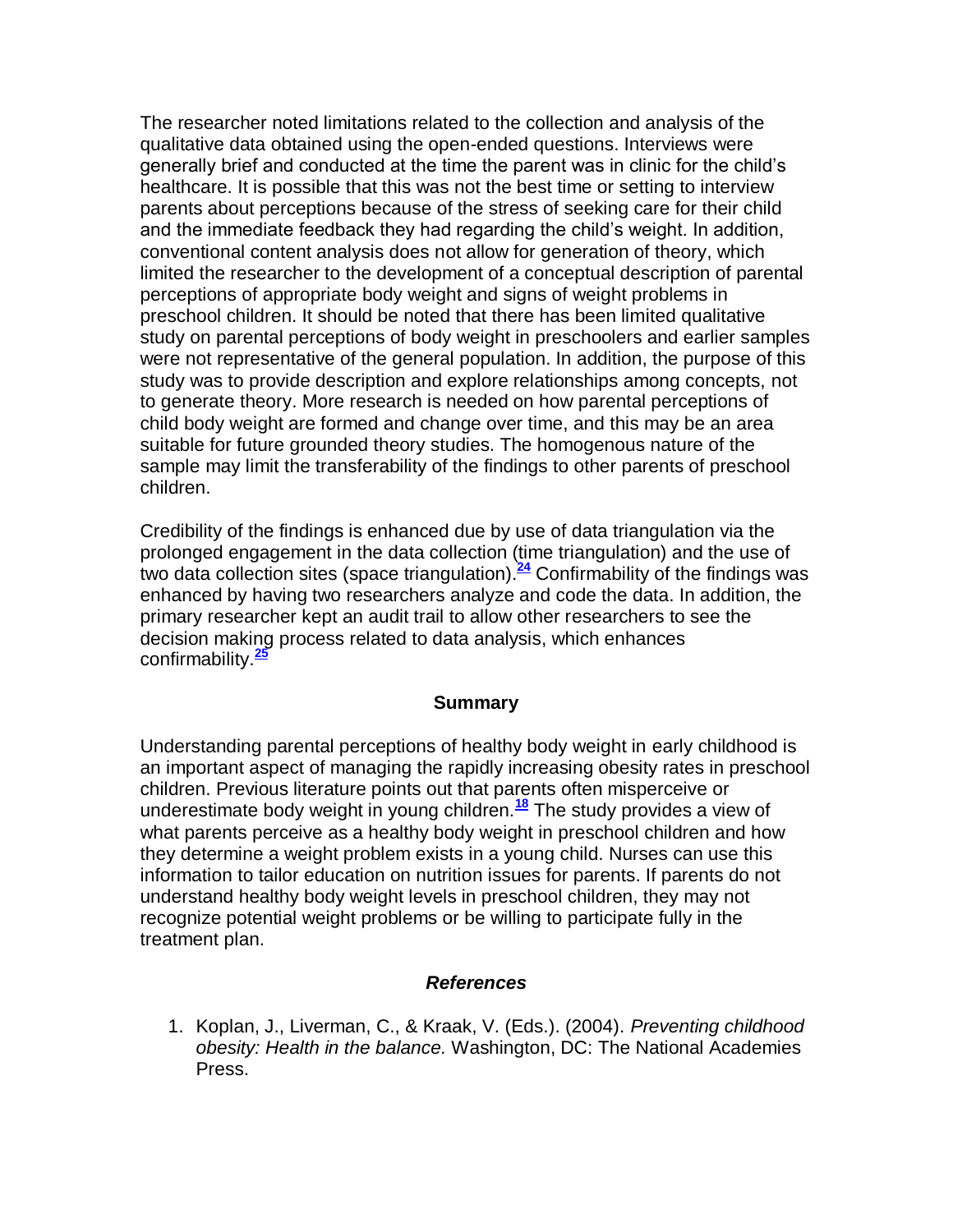The researcher noted limitations related to the collection and analysis of the qualitative data obtained using the open-ended questions. Interviews were generally brief and conducted at the time the parent was in clinic for the child's healthcare. It is possible that this was not the best time or setting to interview parents about perceptions because of the stress of seeking care for their child and the immediate feedback they had regarding the child's weight. In addition, conventional content analysis does not allow for generation of theory, which limited the researcher to the development of a conceptual description of parental perceptions of appropriate body weight and signs of weight problems in preschool children. It should be noted that there has been limited qualitative study on parental perceptions of body weight in preschoolers and earlier samples were not representative of the general population. In addition, the purpose of this study was to provide description and explore relationships among concepts, not to generate theory. More research is needed on how parental perceptions of child body weight are formed and change over time, and this may be an area suitable for future grounded theory studies. The homogenous nature of the sample may limit the transferability of the findings to other parents of preschool children.

Credibility of the findings is enhanced due by use of data triangulation via the prolonged engagement in the data collection (time triangulation) and the use of two data collection sites (space triangulation).[24] Confirmability of the findings was enhanced by having two researchers analyze and code the data. In addition, the primary researcher kept an audit trail to allow other researchers to see the decision making process related to data analysis, which enhances confirmability.[25]

## Summary

Understanding parental perceptions of healthy body weight in early childhood is an important aspect of managing the rapidly increasing obesity rates in preschool children. Previous literature points out that parents often misperceive or underestimate body weight in young children.[18] The study provides a view of what parents perceive as a healthy body weight in preschool children and how they determine a weight problem exists in a young child. Nurses can use this information to tailor education on nutrition issues for parents. If parents do not understand healthy body weight levels in preschool children, they may not recognize potential weight problems or be willing to participate fully in the treatment plan.

## *References*

1. Koplan, J., Liverman, C., & Kraak, V. (Eds.). (2004). *Preventing childhood obesity: Health in the balance.* Washington, DC: The National Academies Press.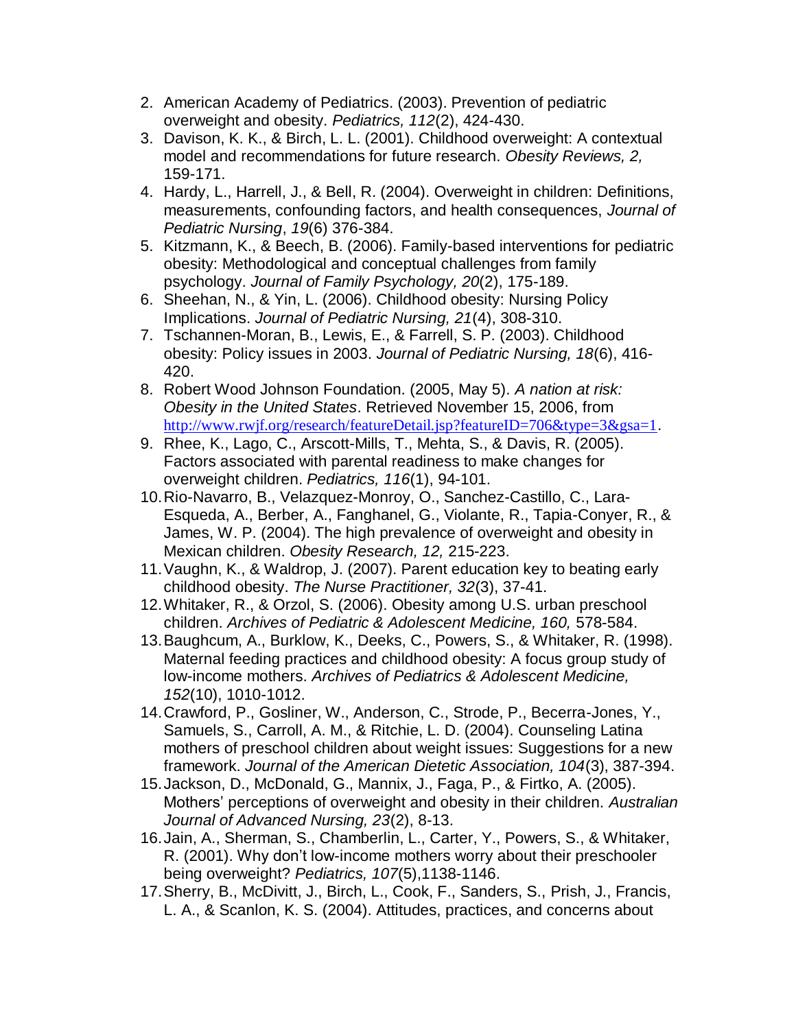2. American Academy of Pediatrics. (2003). Prevention of pediatric overweight and obesity. *Pediatrics, 112*(2), 424-430.
3. Davison, K. K., & Birch, L. L. (2001). Childhood overweight: A contextual model and recommendations for future research. *Obesity Reviews, 2,* 159-171.
4. Hardy, L., Harrell, J., & Bell, R. (2004). Overweight in children: Definitions, measurements, confounding factors, and health consequences, *Journal of Pediatric Nursing*, *19*(6) 376-384.
5. Kitzmann, K., & Beech, B. (2006). Family-based interventions for pediatric obesity: Methodological and conceptual challenges from family psychology. *Journal of Family Psychology, 20*(2), 175-189.
6. Sheehan, N., & Yin, L. (2006). Childhood obesity: Nursing Policy Implications. *Journal of Pediatric Nursing, 21*(4), 308-310.
7. Tschannen-Moran, B., Lewis, E., & Farrell, S. P. (2003). Childhood obesity: Policy issues in 2003. *Journal of Pediatric Nursing, 18*(6), 416-420.
8. Robert Wood Johnson Foundation. (2005, May 5). *A nation at risk: Obesity in the United States*. Retrieved November 15, 2006, from http://www.rwjf.org/research/featureDetail.jsp?featureID=706&type=3&gsa=1.
9. Rhee, K., Lago, C., Arscott-Mills, T., Mehta, S., & Davis, R. (2005). Factors associated with parental readiness to make changes for overweight children. *Pediatrics, 116*(1), 94-101.
10. Rio-Navarro, B., Velazquez-Monroy, O., Sanchez-Castillo, C., Lara-Esqueda, A., Berber, A., Fanghanel, G., Violante, R., Tapia-Conyer, R., & James, W. P. (2004). The high prevalence of overweight and obesity in Mexican children. *Obesity Research, 12,* 215-223.
11. Vaughn, K., & Waldrop, J. (2007). Parent education key to beating early childhood obesity. *The Nurse Practitioner, 32*(3), 37-41.
12. Whitaker, R., & Orzol, S. (2006). Obesity among U.S. urban preschool children. *Archives of Pediatric & Adolescent Medicine, 160,* 578-584.
13. Baughcum, A., Burklow, K., Deeks, C., Powers, S., & Whitaker, R. (1998). Maternal feeding practices and childhood obesity: A focus group study of low-income mothers. *Archives of Pediatrics & Adolescent Medicine, 152*(10), 1010-1012.
14. Crawford, P., Gosliner, W., Anderson, C., Strode, P., Becerra-Jones, Y., Samuels, S., Carroll, A. M., & Ritchie, L. D. (2004). Counseling Latina mothers of preschool children about weight issues: Suggestions for a new framework. *Journal of the American Dietetic Association, 104*(3), 387-394.
15. Jackson, D., McDonald, G., Mannix, J., Faga, P., & Firtko, A. (2005). Mothers' perceptions of overweight and obesity in their children. *Australian Journal of Advanced Nursing, 23*(2), 8-13.
16. Jain, A., Sherman, S., Chamberlin, L., Carter, Y., Powers, S., & Whitaker, R. (2001). Why don't low-income mothers worry about their preschooler being overweight? *Pediatrics, 107*(5),1138-1146.
17. Sherry, B., McDivitt, J., Birch, L., Cook, F., Sanders, S., Prish, J., Francis, L. A., & Scanlon, K. S. (2004). Attitudes, practices, and concerns about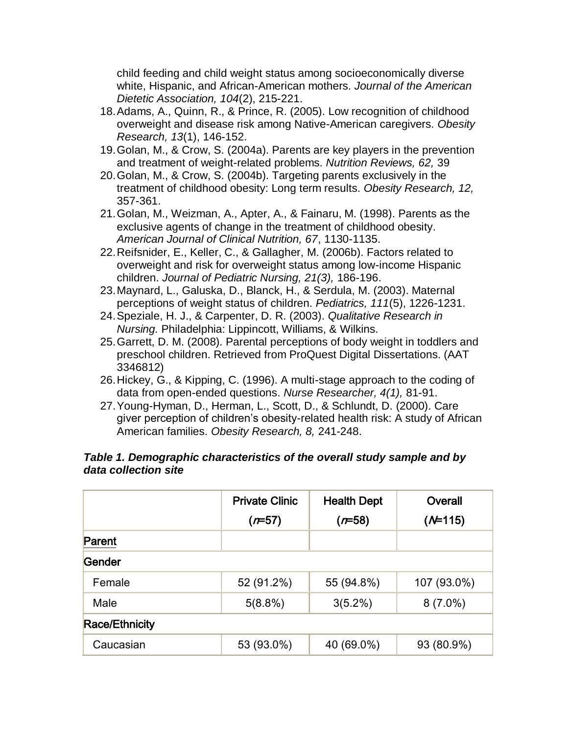child feeding and child weight status among socioeconomically diverse white, Hispanic, and African-American mothers. *Journal of the American Dietetic Association, 104*(2), 215-221.

18. Adams, A., Quinn, R., & Prince, R. (2005). Low recognition of childhood overweight and disease risk among Native-American caregivers. *Obesity Research, 13*(1), 146-152.
19. Golan, M., & Crow, S. (2004a). Parents are key players in the prevention and treatment of weight-related problems. *Nutrition Reviews, 62,* 39
20. Golan, M., & Crow, S. (2004b). Targeting parents exclusively in the treatment of childhood obesity: Long term results. *Obesity Research, 12,* 357-361.
21. Golan, M., Weizman, A., Apter, A., & Fainaru, M. (1998). Parents as the exclusive agents of change in the treatment of childhood obesity. *American Journal of Clinical Nutrition, 67*, 1130-1135.
22. Reifsnider, E., Keller, C., & Gallagher, M. (2006b). Factors related to overweight and risk for overweight status among low-income Hispanic children. *Journal of Pediatric Nursing, 21(3),* 186-196.
23. Maynard, L., Galuska, D., Blanck, H., & Serdula, M. (2003). Maternal perceptions of weight status of children. *Pediatrics, 111*(5), 1226-1231.
24. Speziale, H. J., & Carpenter, D. R. (2003). *Qualitative Research in Nursing.* Philadelphia: Lippincott, Williams, & Wilkins.
25. Garrett, D. M. (2008). Parental perceptions of body weight in toddlers and preschool children. Retrieved from ProQuest Digital Dissertations. (AAT 3346812)
26. Hickey, G., & Kipping, C. (1996). A multi-stage approach to the coding of data from open-ended questions. *Nurse Researcher, 4(1),* 81-91.
27. Young-Hyman, D., Herman, L., Scott, D., & Schlundt, D. (2000). Care giver perception of children's obesity-related health risk: A study of African American families. *Obesity Research, 8,* 241-248.

***Table 1. Demographic characteristics of the overall study sample and by data collection site***

| | Private Clinic (*n*=57) | Health Dept (*n*=58) | Overall (*N*=115) |
|---|---|---|---|
| **Parent** | | | |
| **Gender** | | | |
| Female | 52 (91.2%) | 55 (94.8%) | 107 (93.0%) |
| Male | 5(8.8%) | 3(5.2%) | 8 (7.0%) |
| **Race/Ethnicity** | | | |
| Caucasian | 53 (93.0%) | 40 (69.0%) | 93 (80.9%) |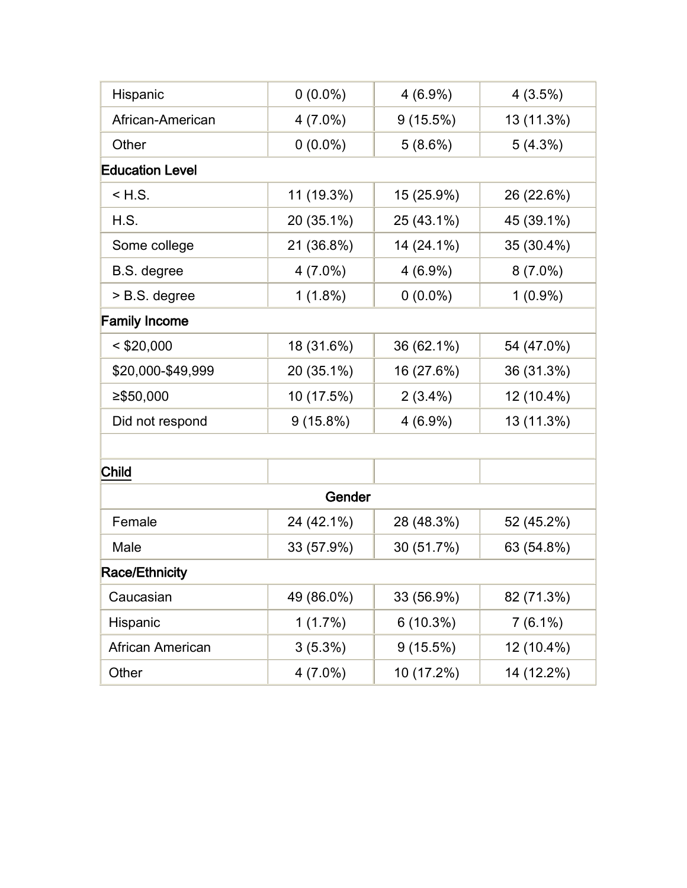| | | | |
|---|---|---|---|
| Hispanic | 0 (0.0%) | 4 (6.9%) | 4 (3.5%) |
| African-American | 4 (7.0%) | 9 (15.5%) | 13 (11.3%) |
| Other | 0 (0.0%) | 5 (8.6%) | 5 (4.3%) |
| **Education Level** | | | |
| < H.S. | 11 (19.3%) | 15 (25.9%) | 26 (22.6%) |
| H.S. | 20 (35.1%) | 25 (43.1%) | 45 (39.1%) |
| Some college | 21 (36.8%) | 14 (24.1%) | 35 (30.4%) |
| B.S. degree | 4 (7.0%) | 4 (6.9%) | 8 (7.0%) |
| > B.S. degree | 1 (1.8%) | 0 (0.0%) | 1 (0.9%) |
| **Family Income** | | | |
| < $20,000 | 18 (31.6%) | 36 (62.1%) | 54 (47.0%) |
| $20,000-$49,999 | 20 (35.1%) | 16 (27.6%) | 36 (31.3%) |
| ≥$50,000 | 10 (17.5%) | 2 (3.4%) | 12 (10.4%) |
| Did not respond | 9 (15.8%) | 4 (6.9%) | 13 (11.3%) |
| | | | |
| **Child** | | | |
| **Gender** | | | |
| Female | 24 (42.1%) | 28 (48.3%) | 52 (45.2%) |
| Male | 33 (57.9%) | 30 (51.7%) | 63 (54.8%) |
| **Race/Ethnicity** | | | |
| Caucasian | 49 (86.0%) | 33 (56.9%) | 82 (71.3%) |
| Hispanic | 1 (1.7%) | 6 (10.3%) | 7 (6.1%) |
| African American | 3 (5.3%) | 9 (15.5%) | 12 (10.4%) |
| Other | 4 (7.0%) | 10 (17.2%) | 14 (12.2%) |